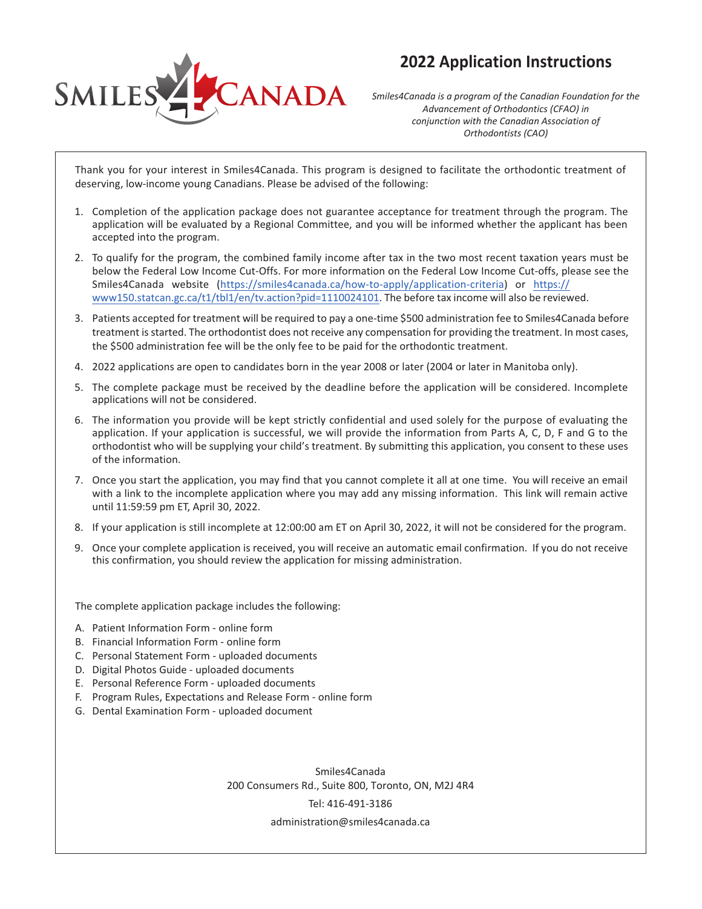# 2022 Application Instructions

SMILES4CANADA

*Smiles4Canada is a program of the Canadian Foundation for the Advancement of Orthodontics (CFAO) in conjunction with the Canadian Association of Orthodontists (CAO)*

Thank you for your interest in Smiles4Canada. This program is designed to facilitate the orthodontic treatment of deserving, low-income young Canadians. Please be advised of the following:

1. Completion of the application package does not guarantee acceptance for treatment through the program. The application will be evaluated by a Regional Committee, and you will be informed whether the applicant has been accepted into the program.
2. To qualify for the program, the combined family income after tax in the two most recent taxation years must be below the Federal Low Income Cut-Offs. For more information on the Federal Low Income Cut-offs, please see the Smiles4Canada website (https://smiles4canada.ca/how-to-apply/application-criteria) or https://www150.statcan.gc.ca/t1/tbl1/en/tv.action?pid=1110024101. The before tax income will also be reviewed.
3. Patients accepted for treatment will be required to pay a one-time $500 administration fee to Smiles4Canada before treatment is started. The orthodontist does not receive any compensation for providing the treatment. In most cases, the $500 administration fee will be the only fee to be paid for the orthodontic treatment.
4. 2022 applications are open to candidates born in the year 2008 or later (2004 or later in Manitoba only).
5. The complete package must be received by the deadline before the application will be considered. Incomplete applications will not be considered.
6. The information you provide will be kept strictly confidential and used solely for the purpose of evaluating the application. If your application is successful, we will provide the information from Parts A, C, D, F and G to the orthodontist who will be supplying your child's treatment. By submitting this application, you consent to these uses of the information.
7. Once you start the application, you may find that you cannot complete it all at one time. You will receive an email with a link to the incomplete application where you may add any missing information. This link will remain active until 11:59:59 pm ET, April 30, 2022.
8. If your application is still incomplete at 12:00:00 am ET on April 30, 2022, it will not be considered for the program.
9. Once your complete application is received, you will receive an automatic email confirmation. If you do not receive this confirmation, you should review the application for missing administration.

The complete application package includes the following:

A. Patient Information Form - online form
B. Financial Information Form - online form
C. Personal Statement Form - uploaded documents
D. Digital Photos Guide - uploaded documents
E. Personal Reference Form - uploaded documents
F. Program Rules, Expectations and Release Form - online form
G. Dental Examination Form - uploaded document

Smiles4Canada
200 Consumers Rd., Suite 800, Toronto, ON, M2J 4R4
Tel: 416-491-3186
administration@smiles4canada.ca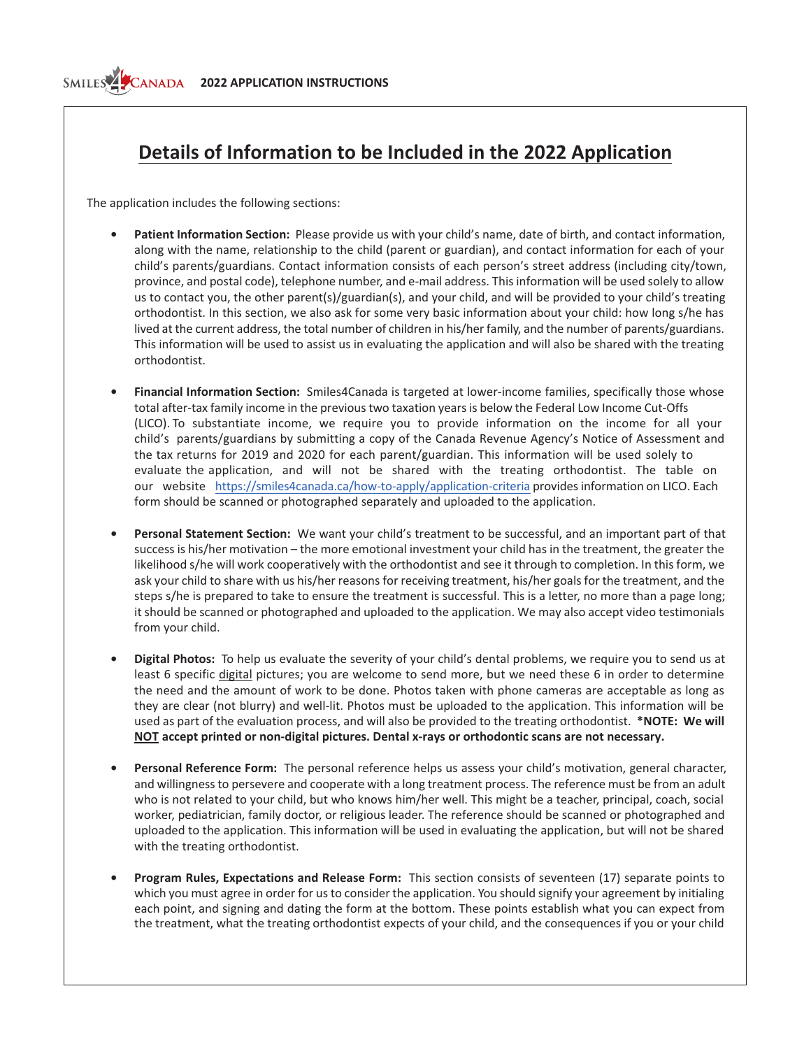# Details of Information to be Included in the 2022 Application

The application includes the following sections:

- **Patient Information Section:** Please provide us with your child's name, date of birth, and contact information, along with the name, relationship to the child (parent or guardian), and contact information for each of your child's parents/guardians. Contact information consists of each person's street address (including city/town, province, and postal code), telephone number, and e-mail address. This information will be used solely to allow us to contact you, the other parent(s)/guardian(s), and your child, and will be provided to your child's treating orthodontist. In this section, we also ask for some very basic information about your child: how long s/he has lived at the current address, the total number of children in his/her family, and the number of parents/guardians. This information will be used to assist us in evaluating the application and will also be shared with the treating orthodontist.

- **Financial Information Section:** Smiles4Canada is targeted at lower-income families, specifically those whose total after-tax family income in the previous two taxation years is below the Federal Low Income Cut-Offs (LICO). To substantiate income, we require you to provide information on the income for all your child's parents/guardians by submitting a copy of the Canada Revenue Agency's Notice of Assessment and the tax returns for 2019 and 2020 for each parent/guardian. This information will be used solely to evaluate the application, and will not be shared with the treating orthodontist. The table on our website https://smiles4canada.ca/how-to-apply/application-criteria provides information on LICO. Each form should be scanned or photographed separately and uploaded to the application.

- **Personal Statement Section:** We want your child's treatment to be successful, and an important part of that success is his/her motivation – the more emotional investment your child has in the treatment, the greater the likelihood s/he will work cooperatively with the orthodontist and see it through to completion. In this form, we ask your child to share with us his/her reasons for receiving treatment, his/her goals for the treatment, and the steps s/he is prepared to take to ensure the treatment is successful. This is a letter, no more than a page long; it should be scanned or photographed and uploaded to the application. We may also accept video testimonials from your child.

- **Digital Photos:** To help us evaluate the severity of your child's dental problems, we require you to send us at least 6 specific digital pictures; you are welcome to send more, but we need these 6 in order to determine the need and the amount of work to be done. Photos taken with phone cameras are acceptable as long as they are clear (not blurry) and well-lit. Photos must be uploaded to the application. This information will be used as part of the evaluation process, and will also be provided to the treating orthodontist. ***NOTE: We will NOT accept printed or non-digital pictures. Dental x-rays or orthodontic scans are not necessary.**

- **Personal Reference Form:** The personal reference helps us assess your child's motivation, general character, and willingness to persevere and cooperate with a long treatment process. The reference must be from an adult who is not related to your child, but who knows him/her well. This might be a teacher, principal, coach, social worker, pediatrician, family doctor, or religious leader. The reference should be scanned or photographed and uploaded to the application. This information will be used in evaluating the application, but will not be shared with the treating orthodontist.

- **Program Rules, Expectations and Release Form:** This section consists of seventeen (17) separate points to which you must agree in order for us to consider the application. You should signify your agreement by initialing each point, and signing and dating the form at the bottom. These points establish what you can expect from the treatment, what the treating orthodontist expects of your child, and the consequences if you or your child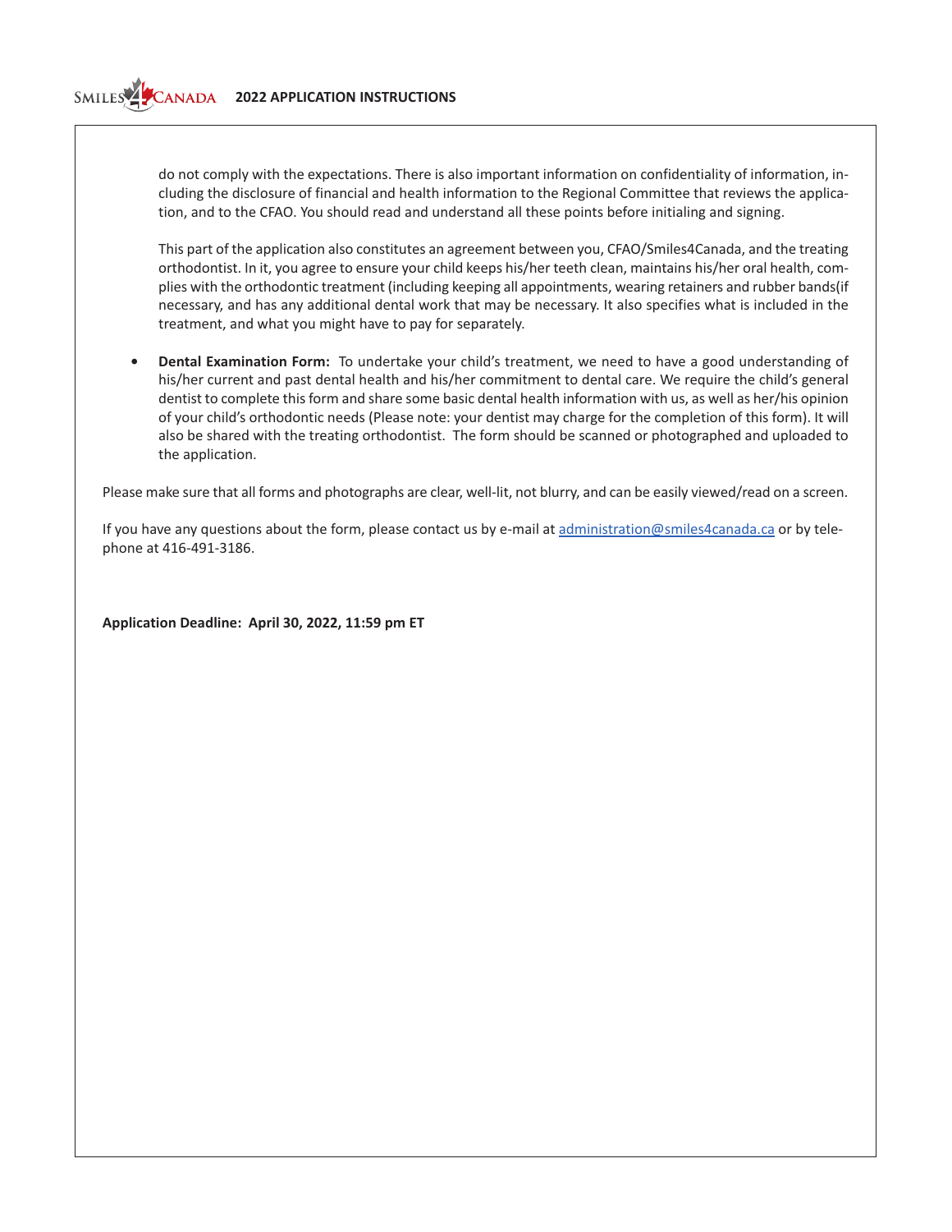do not comply with the expectations. There is also important information on confidentiality of information, including the disclosure of financial and health information to the Regional Committee that reviews the application, and to the CFAO. You should read and understand all these points before initialing and signing.

This part of the application also constitutes an agreement between you, CFAO/Smiles4Canada, and the treating orthodontist. In it, you agree to ensure your child keeps his/her teeth clean, maintains his/her oral health, complies with the orthodontic treatment (including keeping all appointments, wearing retainers and rubber bands(if necessary, and has any additional dental work that may be necessary. It also specifies what is included in the treatment, and what you might have to pay for separately.

- **Dental Examination Form:** To undertake your child's treatment, we need to have a good understanding of his/her current and past dental health and his/her commitment to dental care. We require the child's general dentist to complete this form and share some basic dental health information with us, as well as her/his opinion of your child's orthodontic needs (Please note: your dentist may charge for the completion of this form). It will also be shared with the treating orthodontist. The form should be scanned or photographed and uploaded to the application.

Please make sure that all forms and photographs are clear, well-lit, not blurry, and can be easily viewed/read on a screen.

If you have any questions about the form, please contact us by e-mail at administration@smiles4canada.ca or by telephone at 416-491-3186.

**Application Deadline: April 30, 2022, 11:59 pm ET**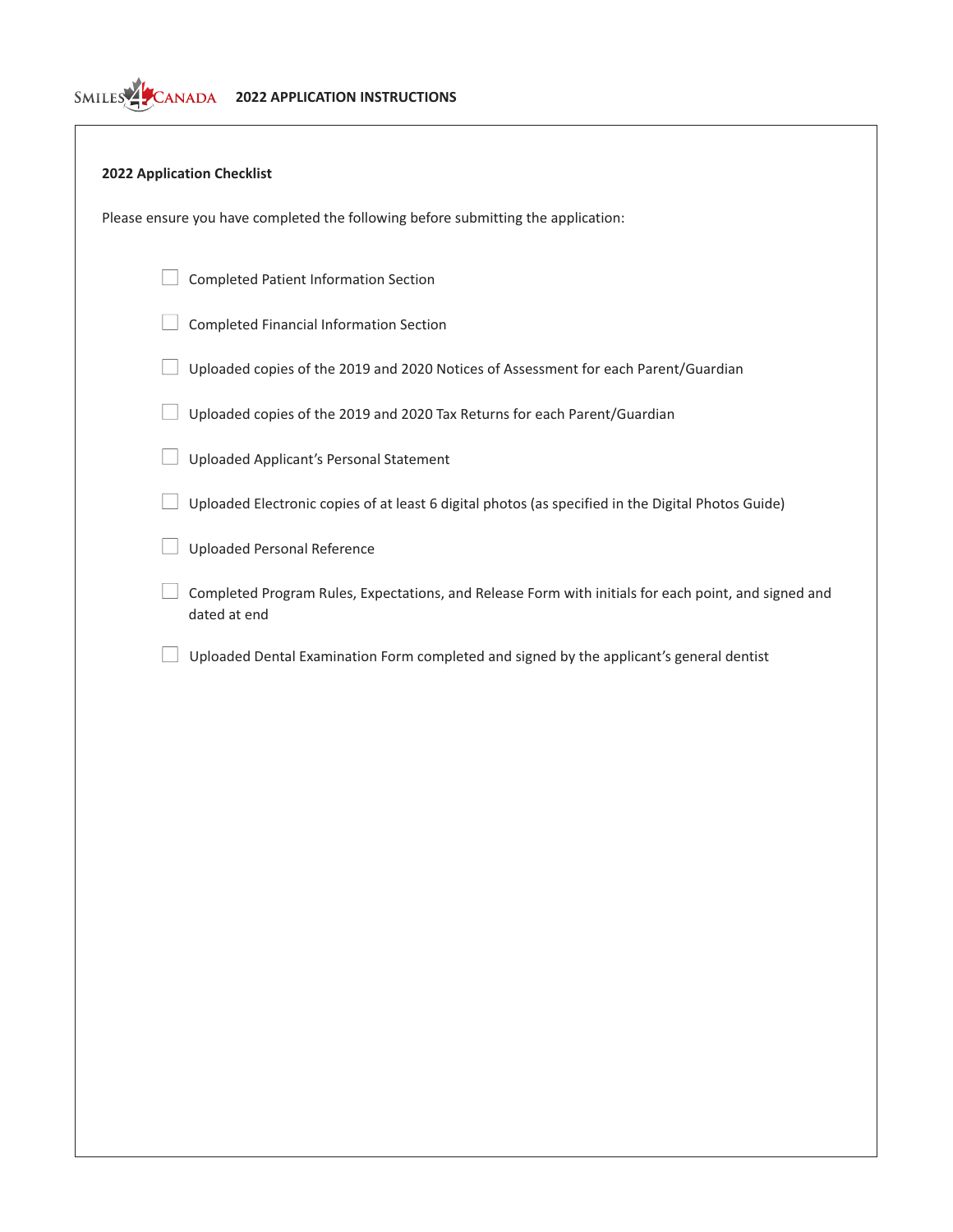SMILES4CANADA **2022 APPLICATION INSTRUCTIONS**

**2022 Application Checklist**

Please ensure you have completed the following before submitting the application:

- [ ] Completed Patient Information Section
- [ ] Completed Financial Information Section
- [ ] Uploaded copies of the 2019 and 2020 Notices of Assessment for each Parent/Guardian
- [ ] Uploaded copies of the 2019 and 2020 Tax Returns for each Parent/Guardian
- [ ] Uploaded Applicant's Personal Statement
- [ ] Uploaded Electronic copies of at least 6 digital photos (as specified in the Digital Photos Guide)
- [ ] Uploaded Personal Reference
- [ ] Completed Program Rules, Expectations, and Release Form with initials for each point, and signed and dated at end
- [ ] Uploaded Dental Examination Form completed and signed by the applicant's general dentist